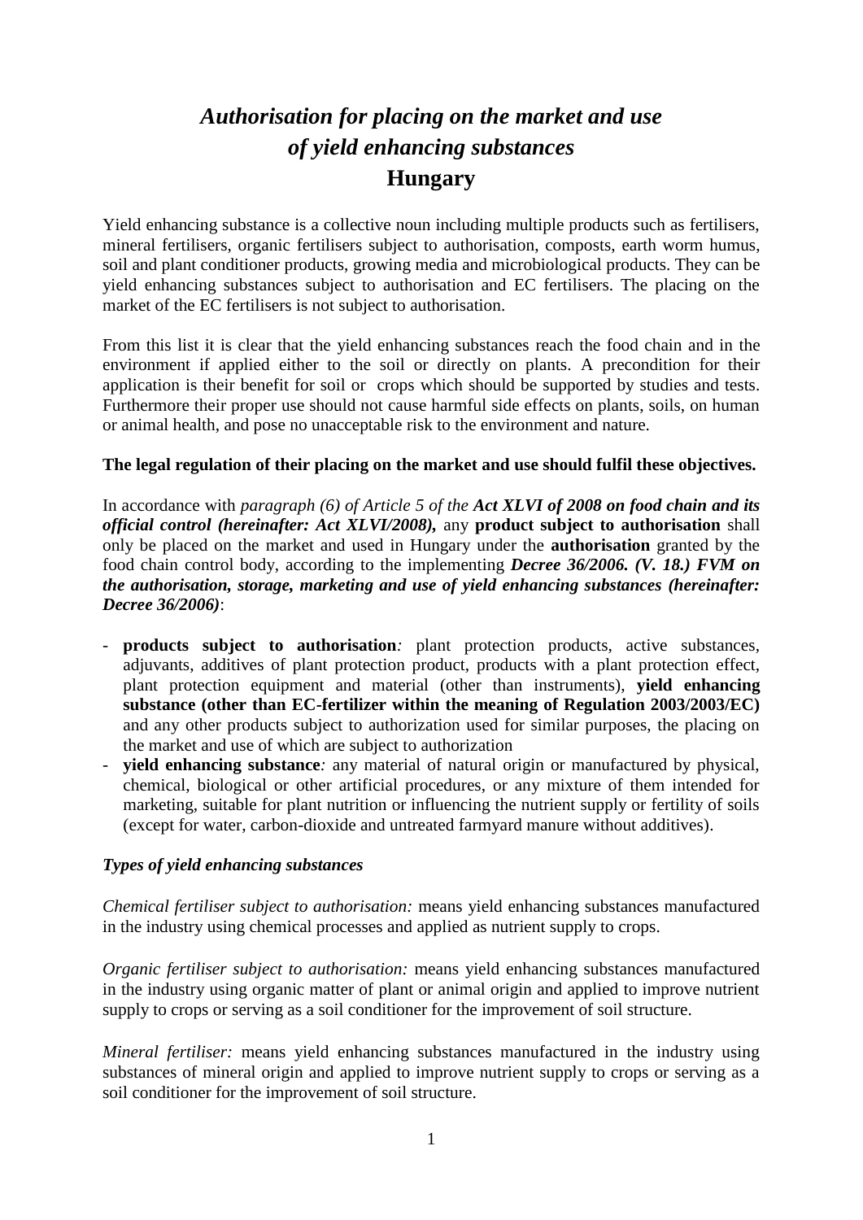# *Authorisation for placing on the market and use of yield enhancing substances*
# Hungary

Yield enhancing substance is a collective noun including multiple products such as fertilisers, mineral fertilisers, organic fertilisers subject to authorisation, composts, earth worm humus, soil and plant conditioner products, growing media and microbiological products. They can be yield enhancing substances subject to authorisation and EC fertilisers. The placing on the market of the EC fertilisers is not subject to authorisation.

From this list it is clear that the yield enhancing substances reach the food chain and in the environment if applied either to the soil or directly on plants. A precondition for their application is their benefit for soil or crops which should be supported by studies and tests. Furthermore their proper use should not cause harmful side effects on plants, soils, on human or animal health, and pose no unacceptable risk to the environment and nature.

**The legal regulation of their placing on the market and use should fulfil these objectives.**

In accordance with *paragraph (6) of Article 5 of the* ***Act XLVI of 2008 on food chain and its official control (hereinafter: Act XLVI/2008),*** any **product subject to authorisation** shall only be placed on the market and used in Hungary under the **authorisation** granted by the food chain control body, according to the implementing ***Decree 36/2006. (V. 18.) FVM on the authorisation, storage, marketing and use of yield enhancing substances (hereinafter: Decree 36/2006)***:

- **products subject to authorisation***:* plant protection products, active substances, adjuvants, additives of plant protection product, products with a plant protection effect, plant protection equipment and material (other than instruments), **yield enhancing substance (other than EC-fertilizer within the meaning of Regulation 2003/2003/EC)** and any other products subject to authorization used for similar purposes, the placing on the market and use of which are subject to authorization
- **yield enhancing substance***:* any material of natural origin or manufactured by physical, chemical, biological or other artificial procedures, or any mixture of them intended for marketing, suitable for plant nutrition or influencing the nutrient supply or fertility of soils (except for water, carbon-dioxide and untreated farmyard manure without additives).

### *Types of yield enhancing substances*

*Chemical fertiliser subject to authorisation:* means yield enhancing substances manufactured in the industry using chemical processes and applied as nutrient supply to crops.

*Organic fertiliser subject to authorisation:* means yield enhancing substances manufactured in the industry using organic matter of plant or animal origin and applied to improve nutrient supply to crops or serving as a soil conditioner for the improvement of soil structure.

*Mineral fertiliser:* means yield enhancing substances manufactured in the industry using substances of mineral origin and applied to improve nutrient supply to crops or serving as a soil conditioner for the improvement of soil structure.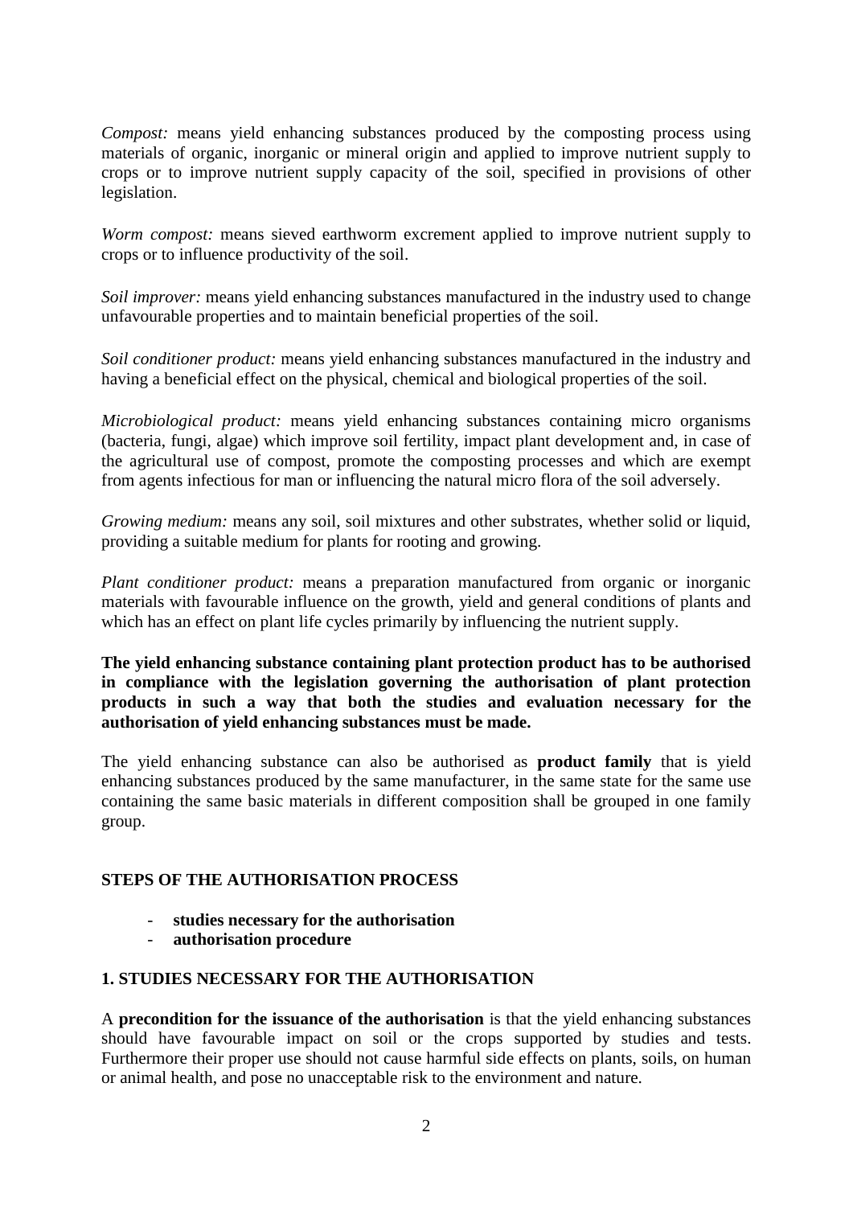*Compost:* means yield enhancing substances produced by the composting process using materials of organic, inorganic or mineral origin and applied to improve nutrient supply to crops or to improve nutrient supply capacity of the soil, specified in provisions of other legislation.

*Worm compost:* means sieved earthworm excrement applied to improve nutrient supply to crops or to influence productivity of the soil.

*Soil improver:* means yield enhancing substances manufactured in the industry used to change unfavourable properties and to maintain beneficial properties of the soil.

*Soil conditioner product:* means yield enhancing substances manufactured in the industry and having a beneficial effect on the physical, chemical and biological properties of the soil.

*Microbiological product:* means yield enhancing substances containing micro organisms (bacteria, fungi, algae) which improve soil fertility, impact plant development and, in case of the agricultural use of compost, promote the composting processes and which are exempt from agents infectious for man or influencing the natural micro flora of the soil adversely.

*Growing medium:* means any soil, soil mixtures and other substrates, whether solid or liquid, providing a suitable medium for plants for rooting and growing.

*Plant conditioner product:* means a preparation manufactured from organic or inorganic materials with favourable influence on the growth, yield and general conditions of plants and which has an effect on plant life cycles primarily by influencing the nutrient supply.

**The yield enhancing substance containing plant protection product has to be authorised in compliance with the legislation governing the authorisation of plant protection products in such a way that both the studies and evaluation necessary for the authorisation of yield enhancing substances must be made.**

The yield enhancing substance can also be authorised as **product family** that is yield enhancing substances produced by the same manufacturer, in the same state for the same use containing the same basic materials in different composition shall be grouped in one family group.

## STEPS OF THE AUTHORISATION PROCESS

- **studies necessary for the authorisation**
- **authorisation procedure**

## 1. STUDIES NECESSARY FOR THE AUTHORISATION

A **precondition for the issuance of the authorisation** is that the yield enhancing substances should have favourable impact on soil or the crops supported by studies and tests. Furthermore their proper use should not cause harmful side effects on plants, soils, on human or animal health, and pose no unacceptable risk to the environment and nature.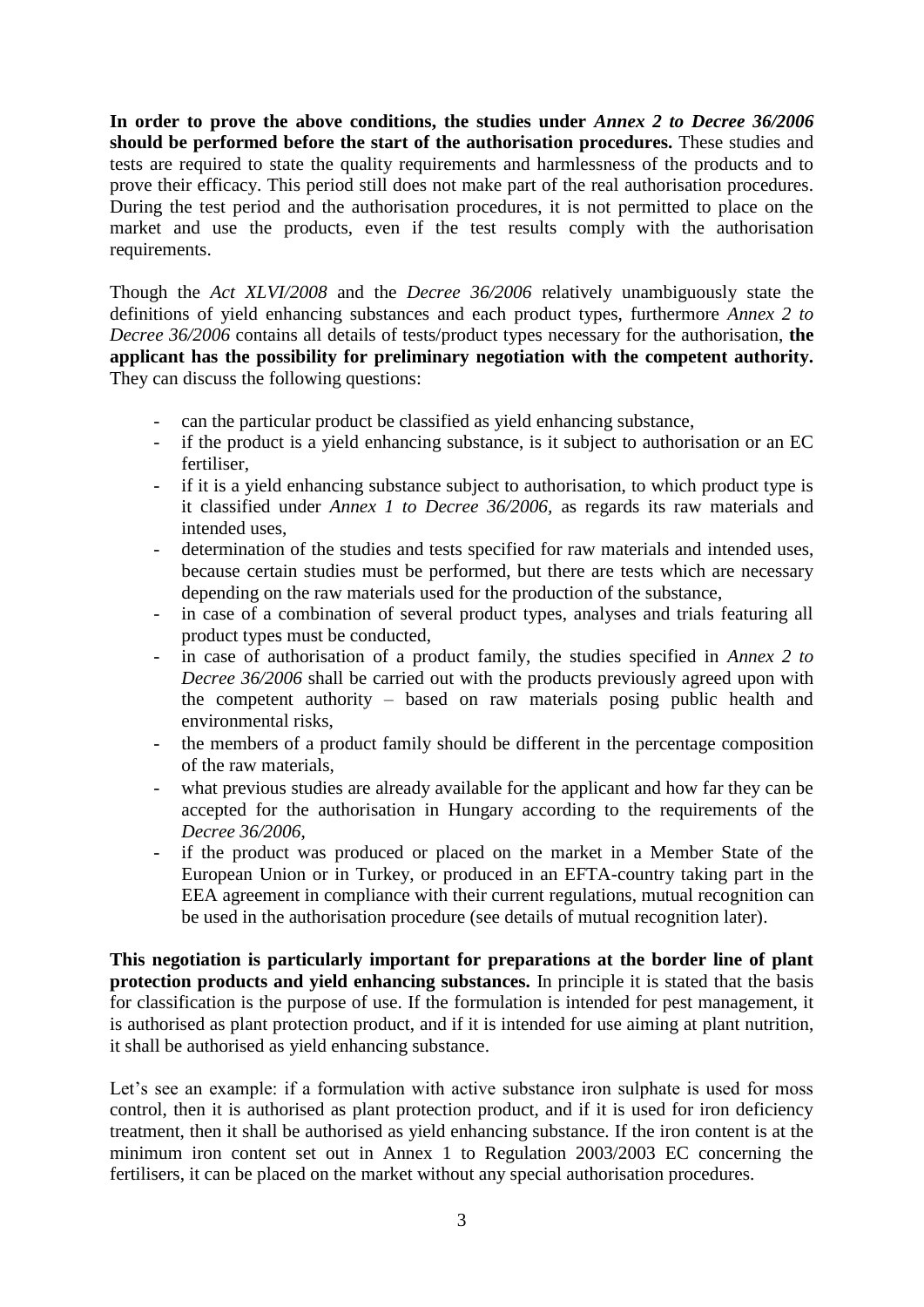**In order to prove the above conditions, the studies under *Annex 2 to Decree 36/2006* should be performed before the start of the authorisation procedures.** These studies and tests are required to state the quality requirements and harmlessness of the products and to prove their efficacy. This period still does not make part of the real authorisation procedures. During the test period and the authorisation procedures, it is not permitted to place on the market and use the products, even if the test results comply with the authorisation requirements.

Though the *Act XLVI/2008* and the *Decree 36/2006* relatively unambiguously state the definitions of yield enhancing substances and each product types, furthermore *Annex 2 to Decree 36/2006* contains all details of tests/product types necessary for the authorisation, **the applicant has the possibility for preliminary negotiation with the competent authority.** They can discuss the following questions:

- can the particular product be classified as yield enhancing substance,
- if the product is a yield enhancing substance, is it subject to authorisation or an EC fertiliser,
- if it is a yield enhancing substance subject to authorisation, to which product type is it classified under *Annex 1 to Decree 36/2006,* as regards its raw materials and intended uses,
- determination of the studies and tests specified for raw materials and intended uses, because certain studies must be performed, but there are tests which are necessary depending on the raw materials used for the production of the substance,
- in case of a combination of several product types, analyses and trials featuring all product types must be conducted,
- in case of authorisation of a product family, the studies specified in *Annex 2 to Decree 36/2006* shall be carried out with the products previously agreed upon with the competent authority – based on raw materials posing public health and environmental risks,
- the members of a product family should be different in the percentage composition of the raw materials,
- what previous studies are already available for the applicant and how far they can be accepted for the authorisation in Hungary according to the requirements of the *Decree 36/2006,*
- if the product was produced or placed on the market in a Member State of the European Union or in Turkey, or produced in an EFTA-country taking part in the EEA agreement in compliance with their current regulations, mutual recognition can be used in the authorisation procedure (see details of mutual recognition later).

**This negotiation is particularly important for preparations at the border line of plant protection products and yield enhancing substances.** In principle it is stated that the basis for classification is the purpose of use. If the formulation is intended for pest management, it is authorised as plant protection product, and if it is intended for use aiming at plant nutrition, it shall be authorised as yield enhancing substance.

Let's see an example: if a formulation with active substance iron sulphate is used for moss control, then it is authorised as plant protection product, and if it is used for iron deficiency treatment, then it shall be authorised as yield enhancing substance. If the iron content is at the minimum iron content set out in Annex 1 to Regulation 2003/2003 EC concerning the fertilisers, it can be placed on the market without any special authorisation procedures.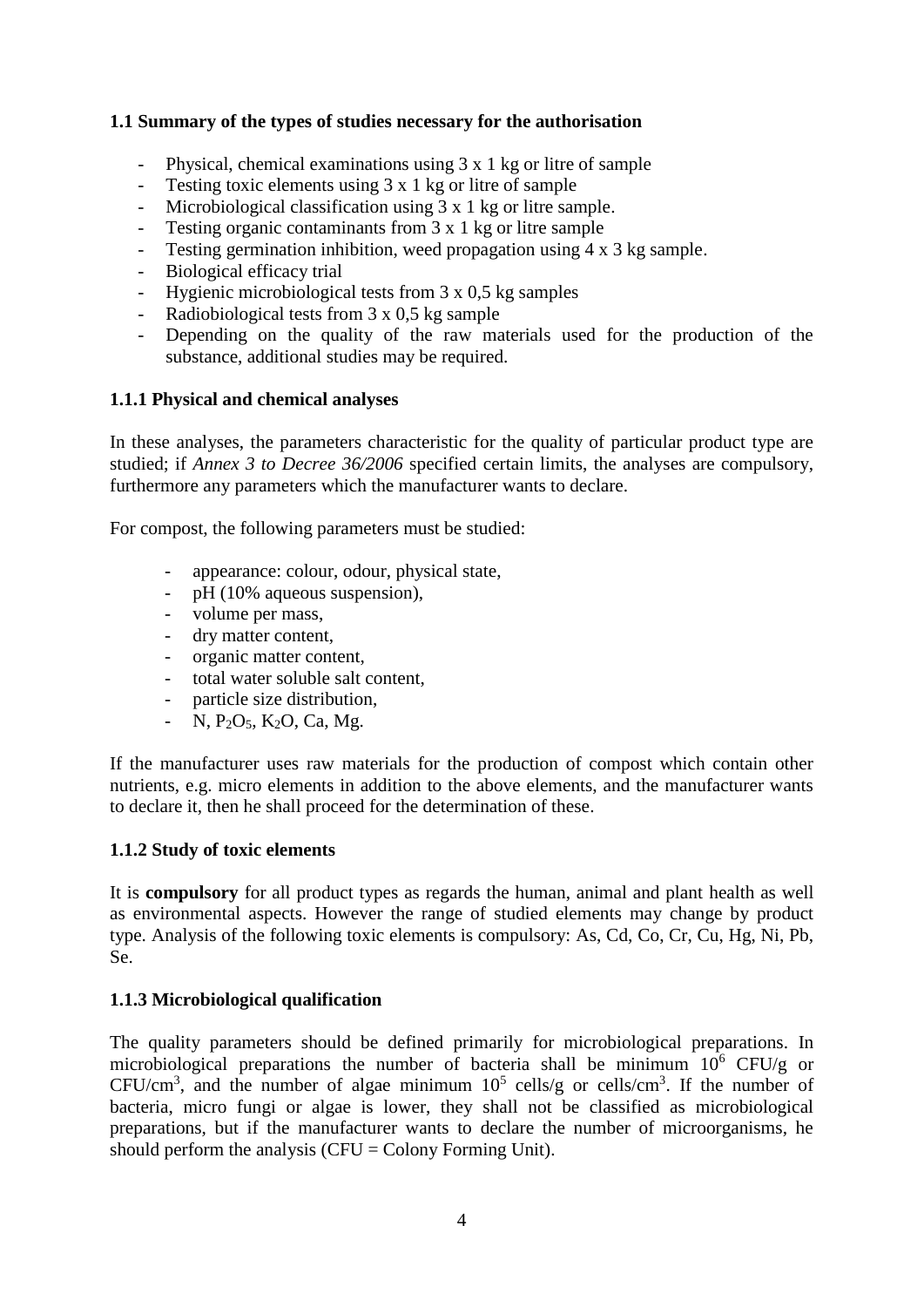### 1.1 Summary of the types of studies necessary for the authorisation

- Physical, chemical examinations using 3 x 1 kg or litre of sample
- Testing toxic elements using 3 x 1 kg or litre of sample
- Microbiological classification using 3 x 1 kg or litre sample.
- Testing organic contaminants from 3 x 1 kg or litre sample
- Testing germination inhibition, weed propagation using 4 x 3 kg sample.
- Biological efficacy trial
- Hygienic microbiological tests from 3 x 0,5 kg samples
- Radiobiological tests from 3 x 0,5 kg sample
- Depending on the quality of the raw materials used for the production of the substance, additional studies may be required.

#### 1.1.1 Physical and chemical analyses

In these analyses, the parameters characteristic for the quality of particular product type are studied; if *Annex 3 to Decree 36/2006* specified certain limits, the analyses are compulsory, furthermore any parameters which the manufacturer wants to declare.

For compost, the following parameters must be studied:

- appearance: colour, odour, physical state,
- pH (10% aqueous suspension),
- volume per mass,
- dry matter content,
- organic matter content,
- total water soluble salt content,
- particle size distribution,
- N, $P_2O_5$, $K_2O$, Ca, Mg.

If the manufacturer uses raw materials for the production of compost which contain other nutrients, e.g. micro elements in addition to the above elements, and the manufacturer wants to declare it, then he shall proceed for the determination of these.

#### 1.1.2 Study of toxic elements

It is **compulsory** for all product types as regards the human, animal and plant health as well as environmental aspects. However the range of studied elements may change by product type. Analysis of the following toxic elements is compulsory: As, Cd, Co, Cr, Cu, Hg, Ni, Pb, Se.

#### 1.1.3 Microbiological qualification

The quality parameters should be defined primarily for microbiological preparations. In microbiological preparations the number of bacteria shall be minimum $10^6$ CFU/g or CFU/$cm^3$, and the number of algae minimum $10^5$ cells/g or cells/$cm^3$. If the number of bacteria, micro fungi or algae is lower, they shall not be classified as microbiological preparations, but if the manufacturer wants to declare the number of microorganisms, he should perform the analysis (CFU = Colony Forming Unit).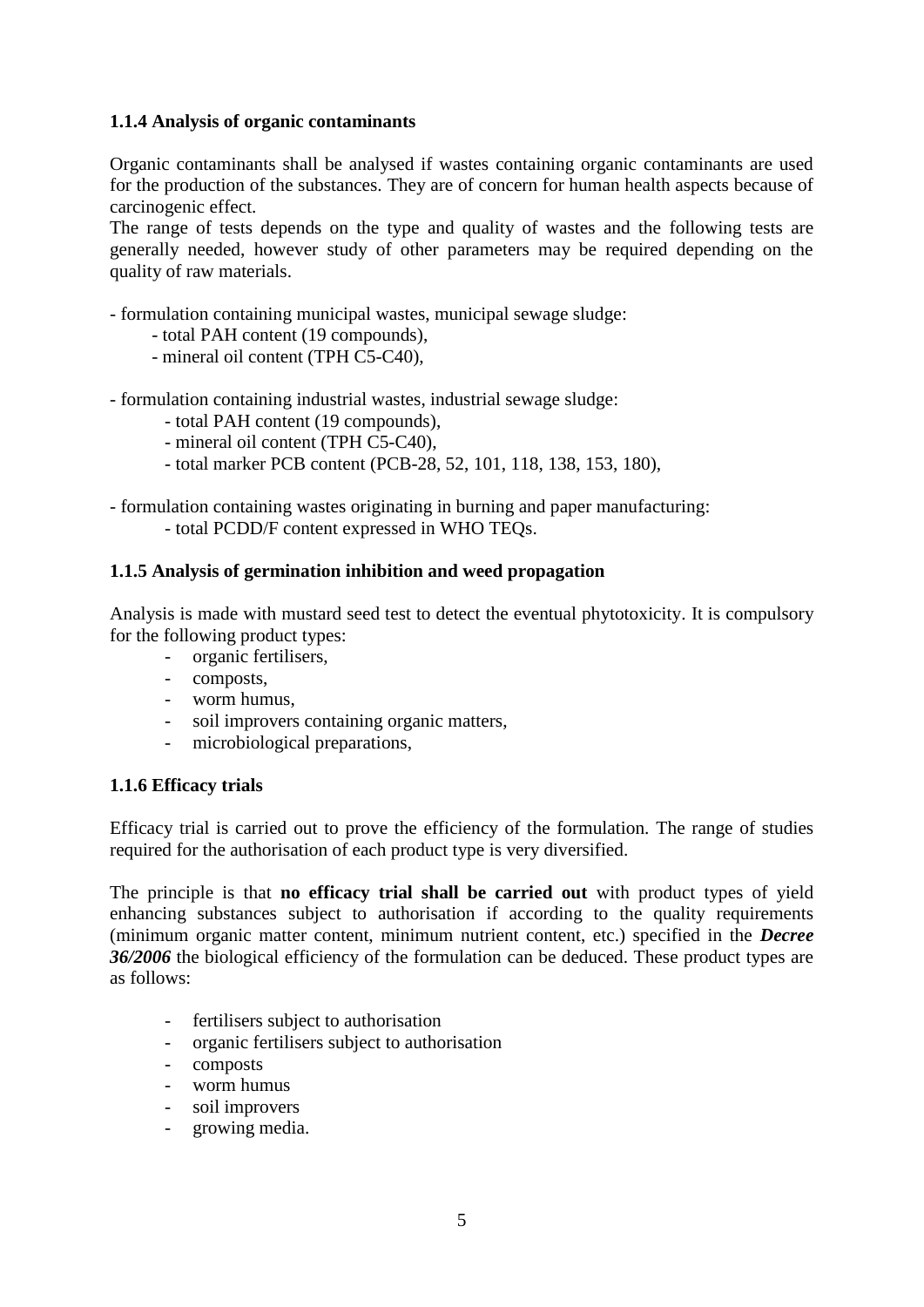### 1.1.4 Analysis of organic contaminants

Organic contaminants shall be analysed if wastes containing organic contaminants are used for the production of the substances. They are of concern for human health aspects because of carcinogenic effect.

The range of tests depends on the type and quality of wastes and the following tests are generally needed, however study of other parameters may be required depending on the quality of raw materials.

- formulation containing municipal wastes, municipal sewage sludge:
  - total PAH content (19 compounds),
  - mineral oil content (TPH C5-C40),
- formulation containing industrial wastes, industrial sewage sludge:
  - total PAH content (19 compounds),
  - mineral oil content (TPH C5-C40),
  - total marker PCB content (PCB-28, 52, 101, 118, 138, 153, 180),
- formulation containing wastes originating in burning and paper manufacturing:
  - total PCDD/F content expressed in WHO TEQs.

### 1.1.5 Analysis of germination inhibition and weed propagation

Analysis is made with mustard seed test to detect the eventual phytotoxicity. It is compulsory for the following product types:

- organic fertilisers,
- composts,
- worm humus,
- soil improvers containing organic matters,
- microbiological preparations,

### 1.1.6 Efficacy trials

Efficacy trial is carried out to prove the efficiency of the formulation. The range of studies required for the authorisation of each product type is very diversified.

The principle is that **no efficacy trial shall be carried out** with product types of yield enhancing substances subject to authorisation if according to the quality requirements (minimum organic matter content, minimum nutrient content, etc.) specified in the ***Decree 36/2006*** the biological efficiency of the formulation can be deduced. These product types are as follows:

- fertilisers subject to authorisation
- organic fertilisers subject to authorisation
- composts
- worm humus
- soil improvers
- growing media.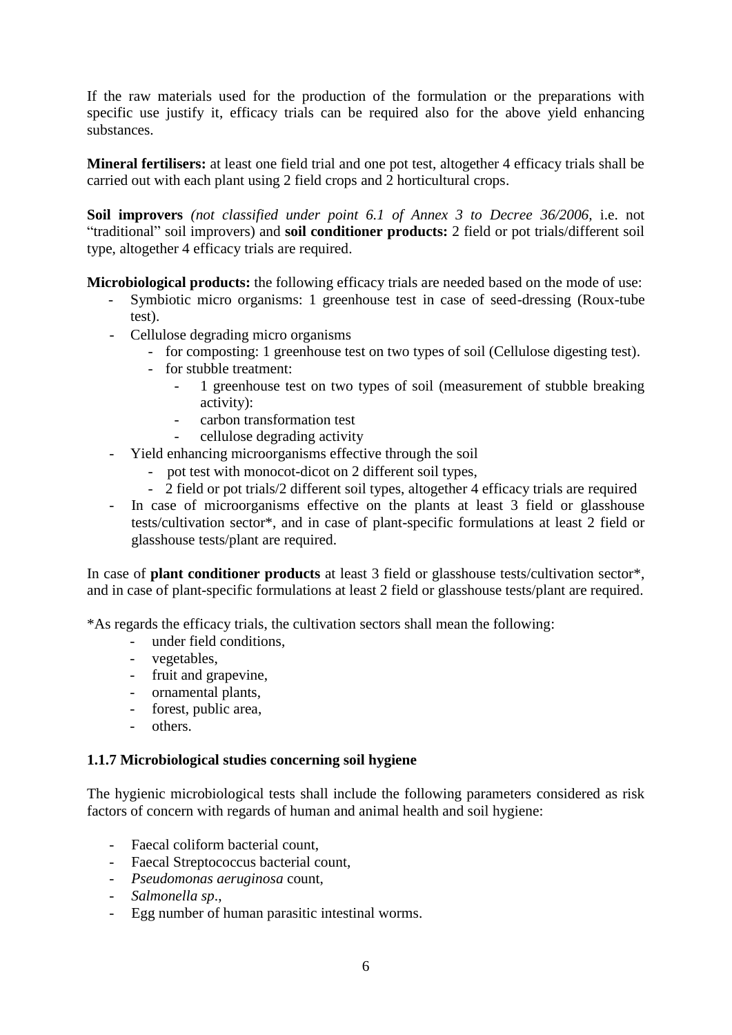If the raw materials used for the production of the formulation or the preparations with specific use justify it, efficacy trials can be required also for the above yield enhancing substances.

**Mineral fertilisers:** at least one field trial and one pot test, altogether 4 efficacy trials shall be carried out with each plant using 2 field crops and 2 horticultural crops.

**Soil improvers** *(not classified under point 6.1 of Annex 3 to Decree 36/2006*, i.e. not "traditional" soil improvers) and **soil conditioner products:** 2 field or pot trials/different soil type, altogether 4 efficacy trials are required.

**Microbiological products:** the following efficacy trials are needed based on the mode of use:

- Symbiotic micro organisms: 1 greenhouse test in case of seed-dressing (Roux-tube test).
- Cellulose degrading micro organisms
  - for composting: 1 greenhouse test on two types of soil (Cellulose digesting test).
  - for stubble treatment:
    - 1 greenhouse test on two types of soil (measurement of stubble breaking activity):
    - carbon transformation test
    - cellulose degrading activity
- Yield enhancing microorganisms effective through the soil
  - pot test with monocot-dicot on 2 different soil types,
  - 2 field or pot trials/2 different soil types, altogether 4 efficacy trials are required
- In case of microorganisms effective on the plants at least 3 field or glasshouse tests/cultivation sector*, and in case of plant-specific formulations at least 2 field or glasshouse tests/plant are required.

In case of **plant conditioner products** at least 3 field or glasshouse tests/cultivation sector*, and in case of plant-specific formulations at least 2 field or glasshouse tests/plant are required.

*As regards the efficacy trials, the cultivation sectors shall mean the following:

- under field conditions,
- vegetables,
- fruit and grapevine,
- ornamental plants,
- forest, public area,
- others.

### 1.1.7 Microbiological studies concerning soil hygiene

The hygienic microbiological tests shall include the following parameters considered as risk factors of concern with regards of human and animal health and soil hygiene:

- Faecal coliform bacterial count,
- Faecal Streptococcus bacterial count,
- *Pseudomonas aeruginosa* count,
- *Salmonella sp*.,
- Egg number of human parasitic intestinal worms.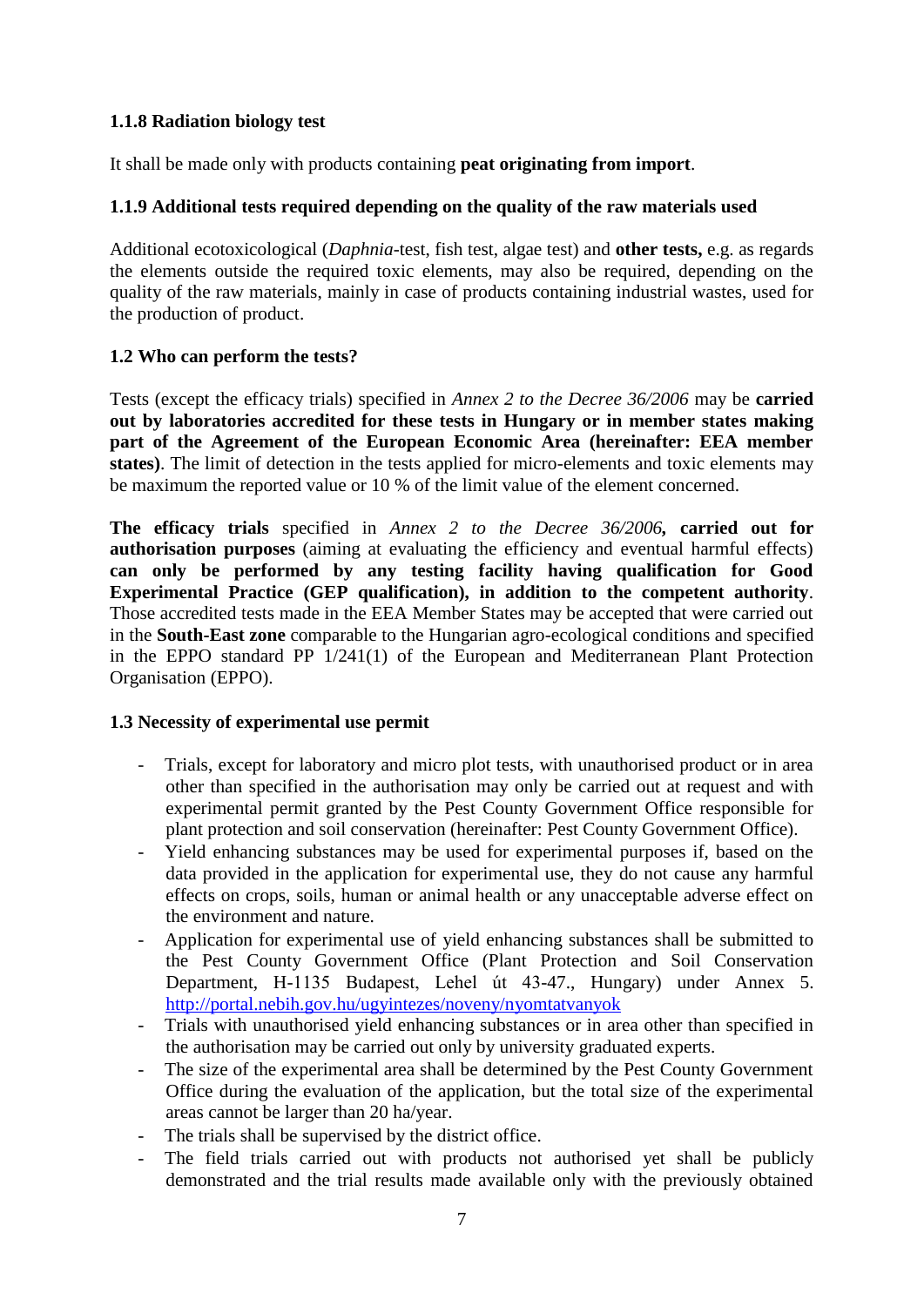### 1.1.8 Radiation biology test

It shall be made only with products containing **peat originating from import**.

### 1.1.9 Additional tests required depending on the quality of the raw materials used

Additional ecotoxicological (*Daphnia*-test, fish test, algae test) and **other tests,** e.g. as regards the elements outside the required toxic elements, may also be required, depending on the quality of the raw materials, mainly in case of products containing industrial wastes, used for the production of product.

## 1.2 Who can perform the tests?

Tests (except the efficacy trials) specified in *Annex 2 to the Decree 36/2006* may be **carried out by laboratories accredited for these tests in Hungary or in member states making part of the Agreement of the European Economic Area (hereinafter: EEA member states)**. The limit of detection in the tests applied for micro-elements and toxic elements may be maximum the reported value or 10 % of the limit value of the element concerned.

**The efficacy trials** specified in *Annex 2 to the Decree 36/2006***, carried out for authorisation purposes** (aiming at evaluating the efficiency and eventual harmful effects) **can only be performed by any testing facility having qualification for Good Experimental Practice (GEP qualification), in addition to the competent authority**. Those accredited tests made in the EEA Member States may be accepted that were carried out in the **South-East zone** comparable to the Hungarian agro-ecological conditions and specified in the EPPO standard PP 1/241(1) of the European and Mediterranean Plant Protection Organisation (EPPO).

## 1.3 Necessity of experimental use permit

- Trials, except for laboratory and micro plot tests, with unauthorised product or in area other than specified in the authorisation may only be carried out at request and with experimental permit granted by the Pest County Government Office responsible for plant protection and soil conservation (hereinafter: Pest County Government Office).
- Yield enhancing substances may be used for experimental purposes if, based on the data provided in the application for experimental use, they do not cause any harmful effects on crops, soils, human or animal health or any unacceptable adverse effect on the environment and nature.
- Application for experimental use of yield enhancing substances shall be submitted to the Pest County Government Office (Plant Protection and Soil Conservation Department, H-1135 Budapest, Lehel út 43-47., Hungary) under Annex 5. http://portal.nebih.gov.hu/ugyintezes/noveny/nyomtatvanyok
- Trials with unauthorised yield enhancing substances or in area other than specified in the authorisation may be carried out only by university graduated experts.
- The size of the experimental area shall be determined by the Pest County Government Office during the evaluation of the application, but the total size of the experimental areas cannot be larger than 20 ha/year.
- The trials shall be supervised by the district office.
- The field trials carried out with products not authorised yet shall be publicly demonstrated and the trial results made available only with the previously obtained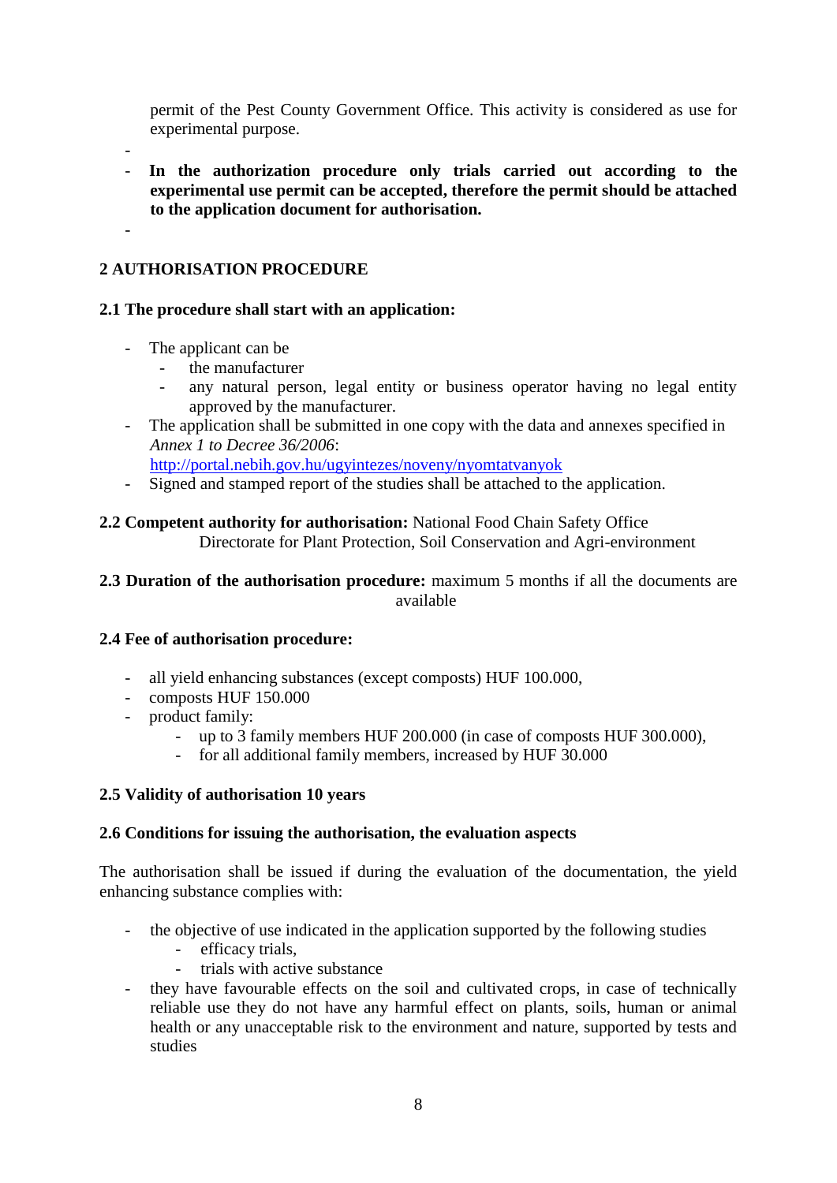permit of the Pest County Government Office. This activity is considered as use for experimental purpose.

- **In the authorization procedure only trials carried out according to the experimental use permit can be accepted, therefore the permit should be attached to the application document for authorisation.**

## 2 AUTHORISATION PROCEDURE

### 2.1 The procedure shall start with an application:

- The applicant can be
  - the manufacturer
  - any natural person, legal entity or business operator having no legal entity approved by the manufacturer.
- The application shall be submitted in one copy with the data and annexes specified in *Annex 1 to Decree 36/2006*: http://portal.nebih.gov.hu/ugyintezes/noveny/nyomtatvanyok
- Signed and stamped report of the studies shall be attached to the application.

**2.2 Competent authority for authorisation:** National Food Chain Safety Office
Directorate for Plant Protection, Soil Conservation and Agri-environment

**2.3 Duration of the authorisation procedure:** maximum 5 months if all the documents are available

### 2.4 Fee of authorisation procedure:

- all yield enhancing substances (except composts) HUF 100.000,
- composts HUF 150.000
- product family:
  - up to 3 family members HUF 200.000 (in case of composts HUF 300.000),
  - for all additional family members, increased by HUF 30.000

### 2.5 Validity of authorisation 10 years

### 2.6 Conditions for issuing the authorisation, the evaluation aspects

The authorisation shall be issued if during the evaluation of the documentation, the yield enhancing substance complies with:

- the objective of use indicated in the application supported by the following studies
  - efficacy trials,
  - trials with active substance
- they have favourable effects on the soil and cultivated crops, in case of technically reliable use they do not have any harmful effect on plants, soils, human or animal health or any unacceptable risk to the environment and nature, supported by tests and studies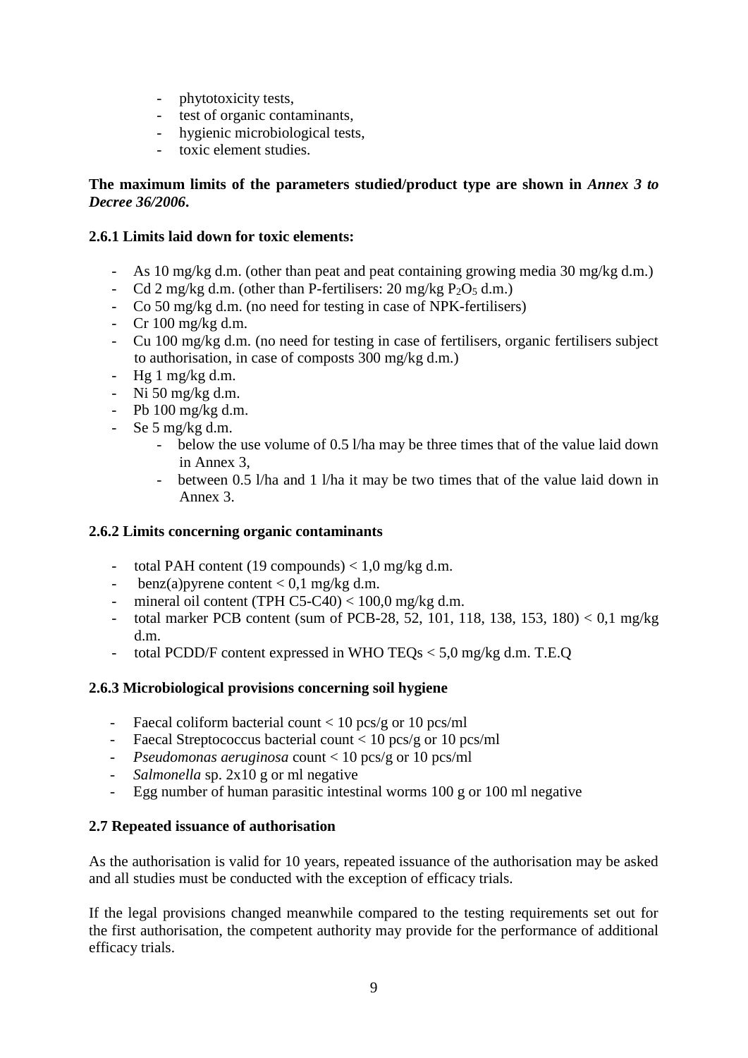- phytotoxicity tests,
- test of organic contaminants,
- hygienic microbiological tests,
- toxic element studies.

**The maximum limits of the parameters studied/product type are shown in *Annex 3 to Decree 36/2006*.**

### 2.6.1 Limits laid down for toxic elements:

- As 10 mg/kg d.m. (other than peat and peat containing growing media 30 mg/kg d.m.)
- Cd 2 mg/kg d.m. (other than P-fertilisers: 20 mg/kg $P_2O_5$ d.m.)
- Co 50 mg/kg d.m. (no need for testing in case of NPK-fertilisers)
- Cr 100 mg/kg d.m.
- Cu 100 mg/kg d.m. (no need for testing in case of fertilisers, organic fertilisers subject to authorisation, in case of composts 300 mg/kg d.m.)
- Hg 1 mg/kg d.m.
- Ni 50 mg/kg d.m.
- Pb 100 mg/kg d.m.
- Se 5 mg/kg d.m.
  - below the use volume of 0.5 l/ha may be three times that of the value laid down in Annex 3,
  - between 0.5 l/ha and 1 l/ha it may be two times that of the value laid down in Annex 3.

### 2.6.2 Limits concerning organic contaminants

- total PAH content (19 compounds) < 1,0 mg/kg d.m.
- benz(a)pyrene content < 0,1 mg/kg d.m.
- mineral oil content (TPH C5-C40) < 100,0 mg/kg d.m.
- total marker PCB content (sum of PCB-28, 52, 101, 118, 138, 153, 180) < 0,1 mg/kg d.m.
- total PCDD/F content expressed in WHO TEQs < 5,0 mg/kg d.m. T.E.Q

### 2.6.3 Microbiological provisions concerning soil hygiene

- Faecal coliform bacterial count < 10 pcs/g or 10 pcs/ml
- Faecal Streptococcus bacterial count < 10 pcs/g or 10 pcs/ml
- *Pseudomonas aeruginosa* count < 10 pcs/g or 10 pcs/ml
- *Salmonella* sp. 2x10 g or ml negative
- Egg number of human parasitic intestinal worms 100 g or 100 ml negative

### 2.7 Repeated issuance of authorisation

As the authorisation is valid for 10 years, repeated issuance of the authorisation may be asked and all studies must be conducted with the exception of efficacy trials.

If the legal provisions changed meanwhile compared to the testing requirements set out for the first authorisation, the competent authority may provide for the performance of additional efficacy trials.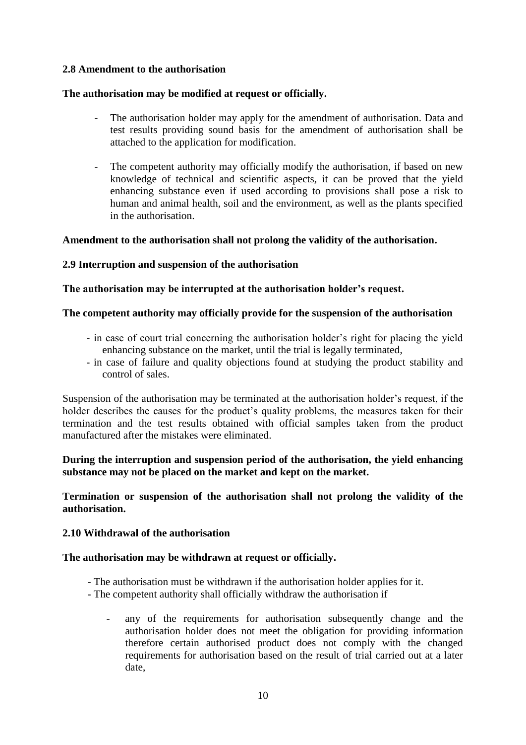### 2.8 Amendment to the authorisation

**The authorisation may be modified at request or officially.**

- The authorisation holder may apply for the amendment of authorisation. Data and test results providing sound basis for the amendment of authorisation shall be attached to the application for modification.

- The competent authority may officially modify the authorisation, if based on new knowledge of technical and scientific aspects, it can be proved that the yield enhancing substance even if used according to provisions shall pose a risk to human and animal health, soil and the environment, as well as the plants specified in the authorisation.

**Amendment to the authorisation shall not prolong the validity of the authorisation.**

### 2.9 Interruption and suspension of the authorisation

**The authorisation may be interrupted at the authorisation holder's request.**

**The competent authority may officially provide for the suspension of the authorisation**

- in case of court trial concerning the authorisation holder's right for placing the yield enhancing substance on the market, until the trial is legally terminated,
- in case of failure and quality objections found at studying the product stability and control of sales.

Suspension of the authorisation may be terminated at the authorisation holder's request, if the holder describes the causes for the product's quality problems, the measures taken for their termination and the test results obtained with official samples taken from the product manufactured after the mistakes were eliminated.

**During the interruption and suspension period of the authorisation, the yield enhancing substance may not be placed on the market and kept on the market.**

**Termination or suspension of the authorisation shall not prolong the validity of the authorisation.**

### 2.10 Withdrawal of the authorisation

**The authorisation may be withdrawn at request or officially.**

- The authorisation must be withdrawn if the authorisation holder applies for it.
- The competent authority shall officially withdraw the authorisation if
  - any of the requirements for authorisation subsequently change and the authorisation holder does not meet the obligation for providing information therefore certain authorised product does not comply with the changed requirements for authorisation based on the result of trial carried out at a later date,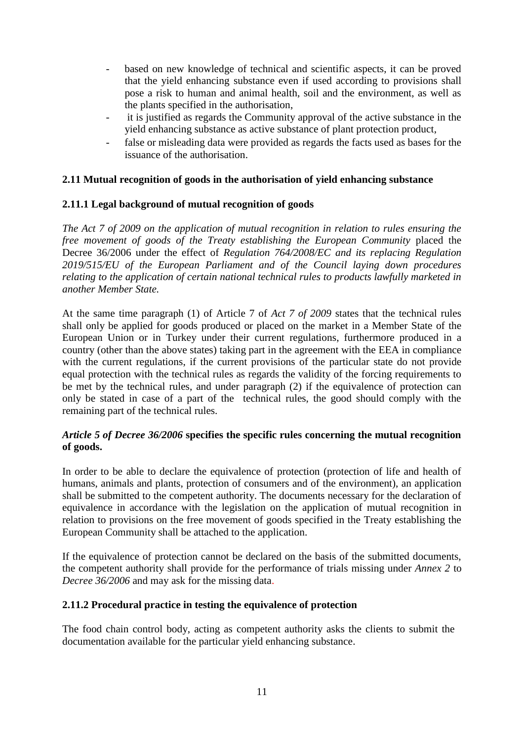- based on new knowledge of technical and scientific aspects, it can be proved that the yield enhancing substance even if used according to provisions shall pose a risk to human and animal health, soil and the environment, as well as the plants specified in the authorisation,
- it is justified as regards the Community approval of the active substance in the yield enhancing substance as active substance of plant protection product,
- false or misleading data were provided as regards the facts used as bases for the issuance of the authorisation.

### 2.11 Mutual recognition of goods in the authorisation of yield enhancing substance

#### 2.11.1 Legal background of mutual recognition of goods

*The Act 7 of 2009 on the application of mutual recognition in relation to rules ensuring the free movement of goods of the Treaty establishing the European Community* placed the Decree 36/2006 under the effect of *Regulation 764/2008/EC and its replacing Regulation 2019/515/EU of the European Parliament and of the Council laying down procedures relating to the application of certain national technical rules to products lawfully marketed in another Member State.*

At the same time paragraph (1) of Article 7 of *Act 7 of 2009* states that the technical rules shall only be applied for goods produced or placed on the market in a Member State of the European Union or in Turkey under their current regulations, furthermore produced in a country (other than the above states) taking part in the agreement with the EEA in compliance with the current regulations, if the current provisions of the particular state do not provide equal protection with the technical rules as regards the validity of the forcing requirements to be met by the technical rules, and under paragraph (2) if the equivalence of protection can only be stated in case of a part of the technical rules, the good should comply with the remaining part of the technical rules.

***Article 5 of Decree 36/2006* specifies the specific rules concerning the mutual recognition of goods.**

In order to be able to declare the equivalence of protection (protection of life and health of humans, animals and plants, protection of consumers and of the environment), an application shall be submitted to the competent authority. The documents necessary for the declaration of equivalence in accordance with the legislation on the application of mutual recognition in relation to provisions on the free movement of goods specified in the Treaty establishing the European Community shall be attached to the application.

If the equivalence of protection cannot be declared on the basis of the submitted documents, the competent authority shall provide for the performance of trials missing under *Annex 2* to *Decree 36/2006* and may ask for the missing data.

#### 2.11.2 Procedural practice in testing the equivalence of protection

The food chain control body, acting as competent authority asks the clients to submit the documentation available for the particular yield enhancing substance.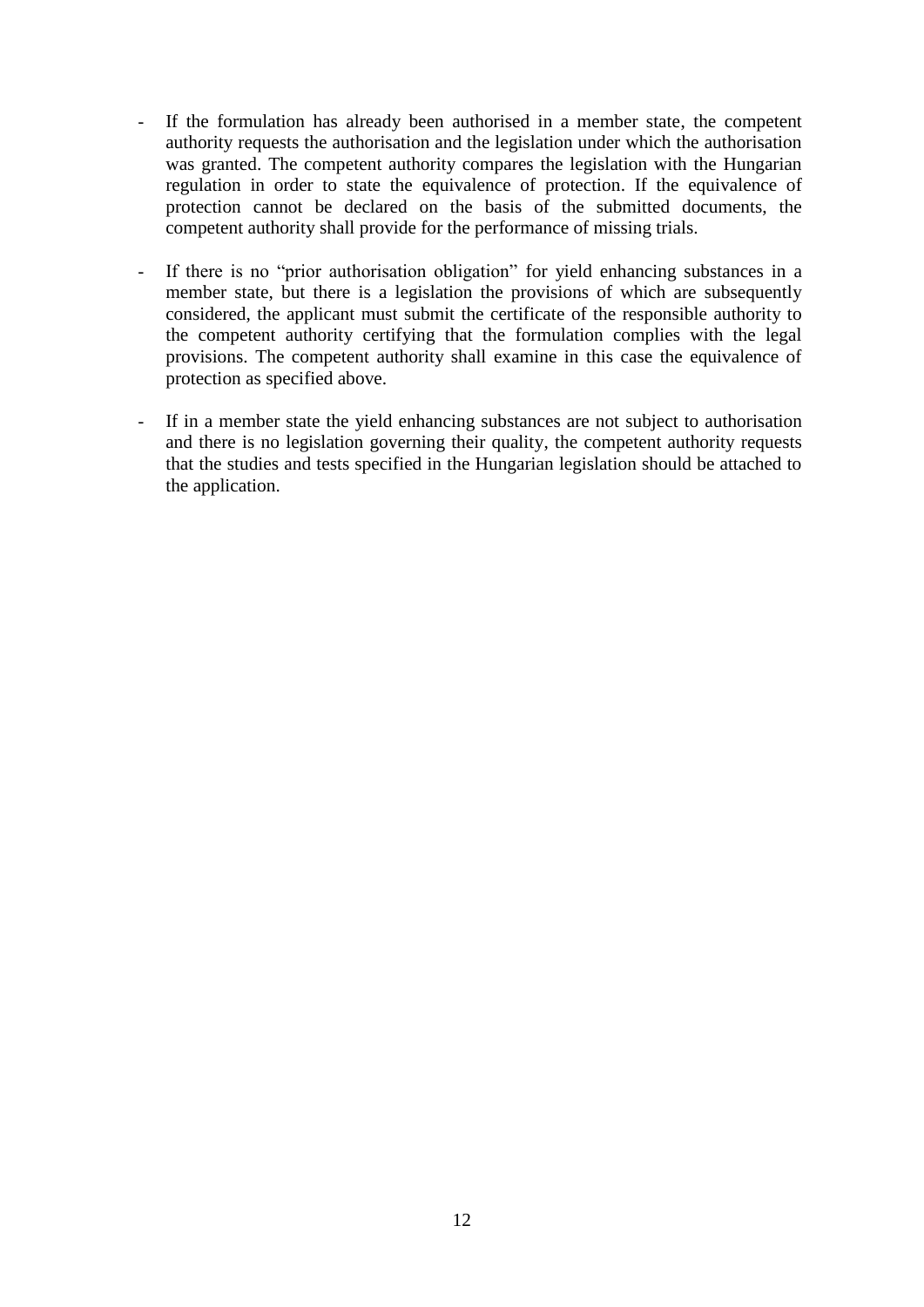- If the formulation has already been authorised in a member state, the competent authority requests the authorisation and the legislation under which the authorisation was granted. The competent authority compares the legislation with the Hungarian regulation in order to state the equivalence of protection. If the equivalence of protection cannot be declared on the basis of the submitted documents, the competent authority shall provide for the performance of missing trials.

- If there is no "prior authorisation obligation" for yield enhancing substances in a member state, but there is a legislation the provisions of which are subsequently considered, the applicant must submit the certificate of the responsible authority to the competent authority certifying that the formulation complies with the legal provisions. The competent authority shall examine in this case the equivalence of protection as specified above.

- If in a member state the yield enhancing substances are not subject to authorisation and there is no legislation governing their quality, the competent authority requests that the studies and tests specified in the Hungarian legislation should be attached to the application.